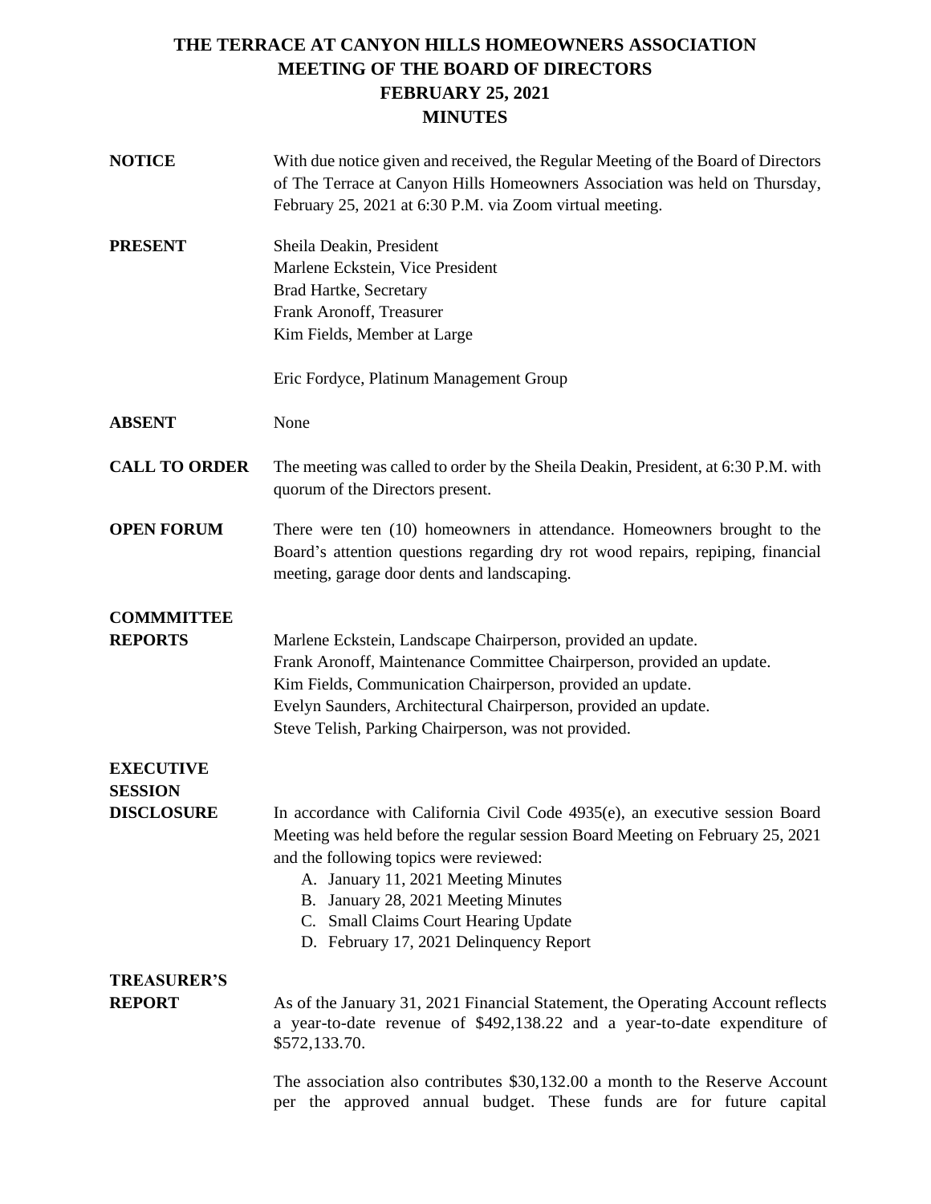# THE TERRACE AT CANYON HILLS HOMEOWNERS ASSOCIATION
## MEETING OF THE BOARD OF DIRECTORS
## FEBRUARY 25, 2021
## MINUTES

**NOTICE**

With due notice given and received, the Regular Meeting of the Board of Directors of The Terrace at Canyon Hills Homeowners Association was held on Thursday, February 25, 2021 at 6:30 P.M. via Zoom virtual meeting.

**PRESENT**

Sheila Deakin, President
Marlene Eckstein, Vice President
Brad Hartke, Secretary
Frank Aronoff, Treasurer
Kim Fields, Member at Large

Eric Fordyce, Platinum Management Group

**ABSENT**

None

**CALL TO ORDER**

The meeting was called to order by the Sheila Deakin, President, at 6:30 P.M. with quorum of the Directors present.

**OPEN FORUM**

There were ten (10) homeowners in attendance. Homeowners brought to the Board's attention questions regarding dry rot wood repairs, repiping, financial meeting, garage door dents and landscaping.

**COMMMITTEE REPORTS**

Marlene Eckstein, Landscape Chairperson, provided an update.
Frank Aronoff, Maintenance Committee Chairperson, provided an update.
Kim Fields, Communication Chairperson, provided an update.
Evelyn Saunders, Architectural Chairperson, provided an update.
Steve Telish, Parking Chairperson, was not provided.

**EXECUTIVE SESSION DISCLOSURE**

In accordance with California Civil Code 4935(e), an executive session Board Meeting was held before the regular session Board Meeting on February 25, 2021 and the following topics were reviewed:

A. January 11, 2021 Meeting Minutes
B. January 28, 2021 Meeting Minutes
C. Small Claims Court Hearing Update
D. February 17, 2021 Delinquency Report

**TREASURER'S REPORT**

As of the January 31, 2021 Financial Statement, the Operating Account reflects a year-to-date revenue of $492,138.22 and a year-to-date expenditure of $572,133.70.

The association also contributes $30,132.00 a month to the Reserve Account per the approved annual budget. These funds are for future capital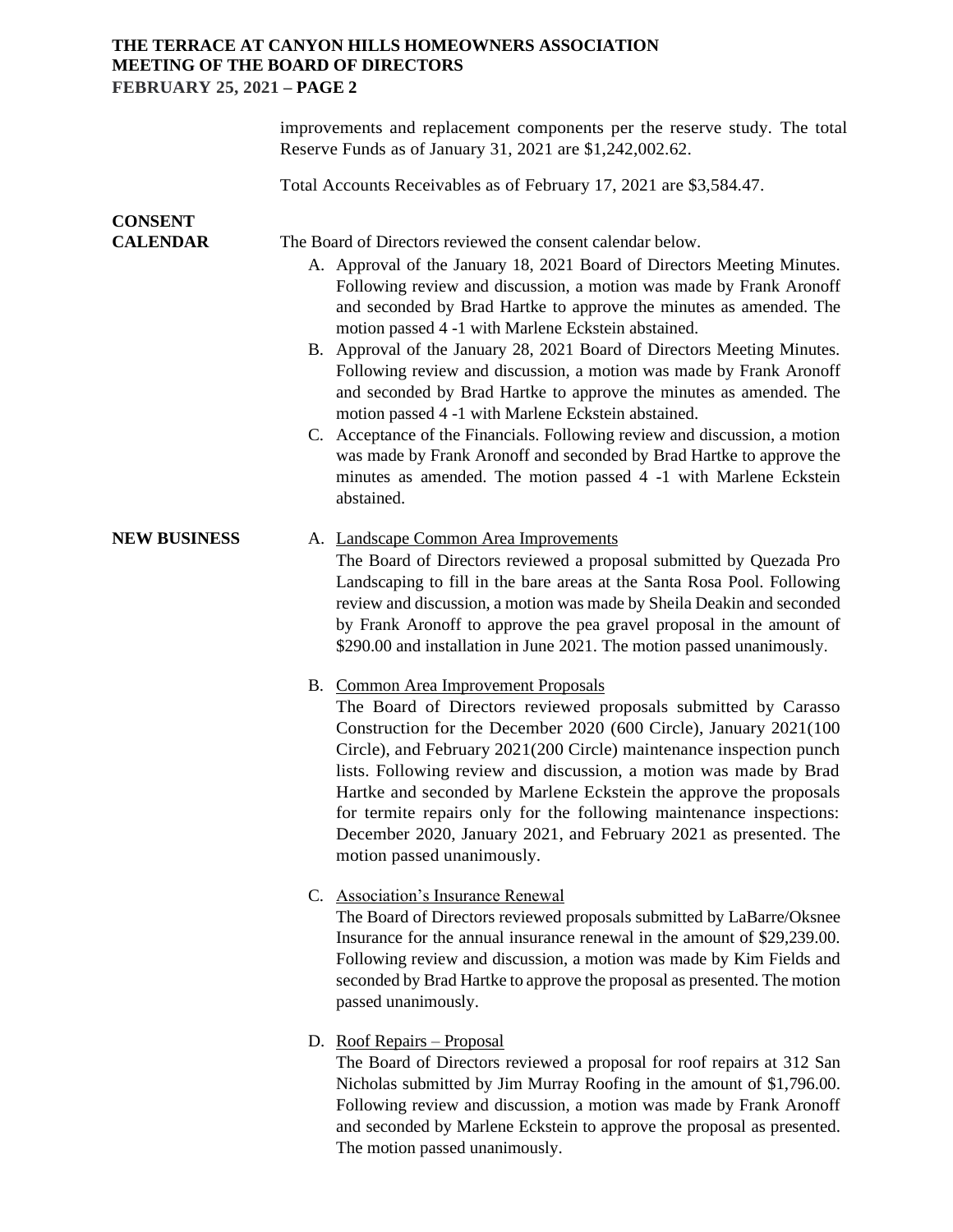improvements and replacement components per the reserve study. The total Reserve Funds as of January 31, 2021 are $1,242,002.62.

Total Accounts Receivables as of February 17, 2021 are $3,584.47.

**CONSENT CALENDAR**

The Board of Directors reviewed the consent calendar below.

A. Approval of the January 18, 2021 Board of Directors Meeting Minutes. Following review and discussion, a motion was made by Frank Aronoff and seconded by Brad Hartke to approve the minutes as amended. The motion passed 4 -1 with Marlene Eckstein abstained.
B. Approval of the January 28, 2021 Board of Directors Meeting Minutes. Following review and discussion, a motion was made by Frank Aronoff and seconded by Brad Hartke to approve the minutes as amended. The motion passed 4 -1 with Marlene Eckstein abstained.
C. Acceptance of the Financials. Following review and discussion, a motion was made by Frank Aronoff and seconded by Brad Hartke to approve the minutes as amended. The motion passed 4 -1 with Marlene Eckstein abstained.

**NEW BUSINESS**

A. Landscape Common Area Improvements
The Board of Directors reviewed a proposal submitted by Quezada Pro Landscaping to fill in the bare areas at the Santa Rosa Pool. Following review and discussion, a motion was made by Sheila Deakin and seconded by Frank Aronoff to approve the pea gravel proposal in the amount of $290.00 and installation in June 2021. The motion passed unanimously.

B. Common Area Improvement Proposals
The Board of Directors reviewed proposals submitted by Carasso Construction for the December 2020 (600 Circle), January 2021(100 Circle), and February 2021(200 Circle) maintenance inspection punch lists. Following review and discussion, a motion was made by Brad Hartke and seconded by Marlene Eckstein the approve the proposals for termite repairs only for the following maintenance inspections: December 2020, January 2021, and February 2021 as presented. The motion passed unanimously.

C. Association's Insurance Renewal
The Board of Directors reviewed proposals submitted by LaBarre/Oksnee Insurance for the annual insurance renewal in the amount of $29,239.00. Following review and discussion, a motion was made by Kim Fields and seconded by Brad Hartke to approve the proposal as presented. The motion passed unanimously.

D. Roof Repairs – Proposal
The Board of Directors reviewed a proposal for roof repairs at 312 San Nicholas submitted by Jim Murray Roofing in the amount of $1,796.00. Following review and discussion, a motion was made by Frank Aronoff and seconded by Marlene Eckstein to approve the proposal as presented. The motion passed unanimously.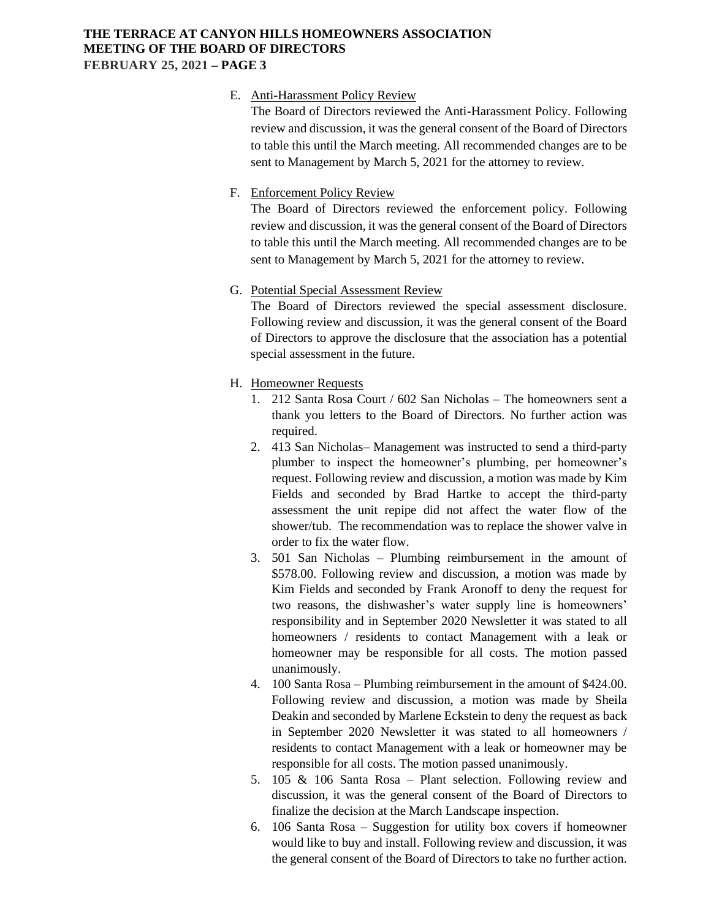E. Anti-Harassment Policy Review
   The Board of Directors reviewed the Anti-Harassment Policy. Following review and discussion, it was the general consent of the Board of Directors to table this until the March meeting. All recommended changes are to be sent to Management by March 5, 2021 for the attorney to review.

F. Enforcement Policy Review
   The Board of Directors reviewed the enforcement policy. Following review and discussion, it was the general consent of the Board of Directors to table this until the March meeting. All recommended changes are to be sent to Management by March 5, 2021 for the attorney to review.

G. Potential Special Assessment Review
   The Board of Directors reviewed the special assessment disclosure. Following review and discussion, it was the general consent of the Board of Directors to approve the disclosure that the association has a potential special assessment in the future.

H. Homeowner Requests
   1. 212 Santa Rosa Court / 602 San Nicholas – The homeowners sent a thank you letters to the Board of Directors. No further action was required.
   2. 413 San Nicholas– Management was instructed to send a third-party plumber to inspect the homeowner's plumbing, per homeowner's request. Following review and discussion, a motion was made by Kim Fields and seconded by Brad Hartke to accept the third-party assessment the unit repipe did not affect the water flow of the shower/tub. The recommendation was to replace the shower valve in order to fix the water flow.
   3. 501 San Nicholas – Plumbing reimbursement in the amount of \$578.00. Following review and discussion, a motion was made by Kim Fields and seconded by Frank Aronoff to deny the request for two reasons, the dishwasher's water supply line is homeowners' responsibility and in September 2020 Newsletter it was stated to all homeowners / residents to contact Management with a leak or homeowner may be responsible for all costs. The motion passed unanimously.
   4. 100 Santa Rosa – Plumbing reimbursement in the amount of \$424.00. Following review and discussion, a motion was made by Sheila Deakin and seconded by Marlene Eckstein to deny the request as back in September 2020 Newsletter it was stated to all homeowners / residents to contact Management with a leak or homeowner may be responsible for all costs. The motion passed unanimously.
   5. 105 & 106 Santa Rosa – Plant selection. Following review and discussion, it was the general consent of the Board of Directors to finalize the decision at the March Landscape inspection.
   6. 106 Santa Rosa – Suggestion for utility box covers if homeowner would like to buy and install. Following review and discussion, it was the general consent of the Board of Directors to take no further action.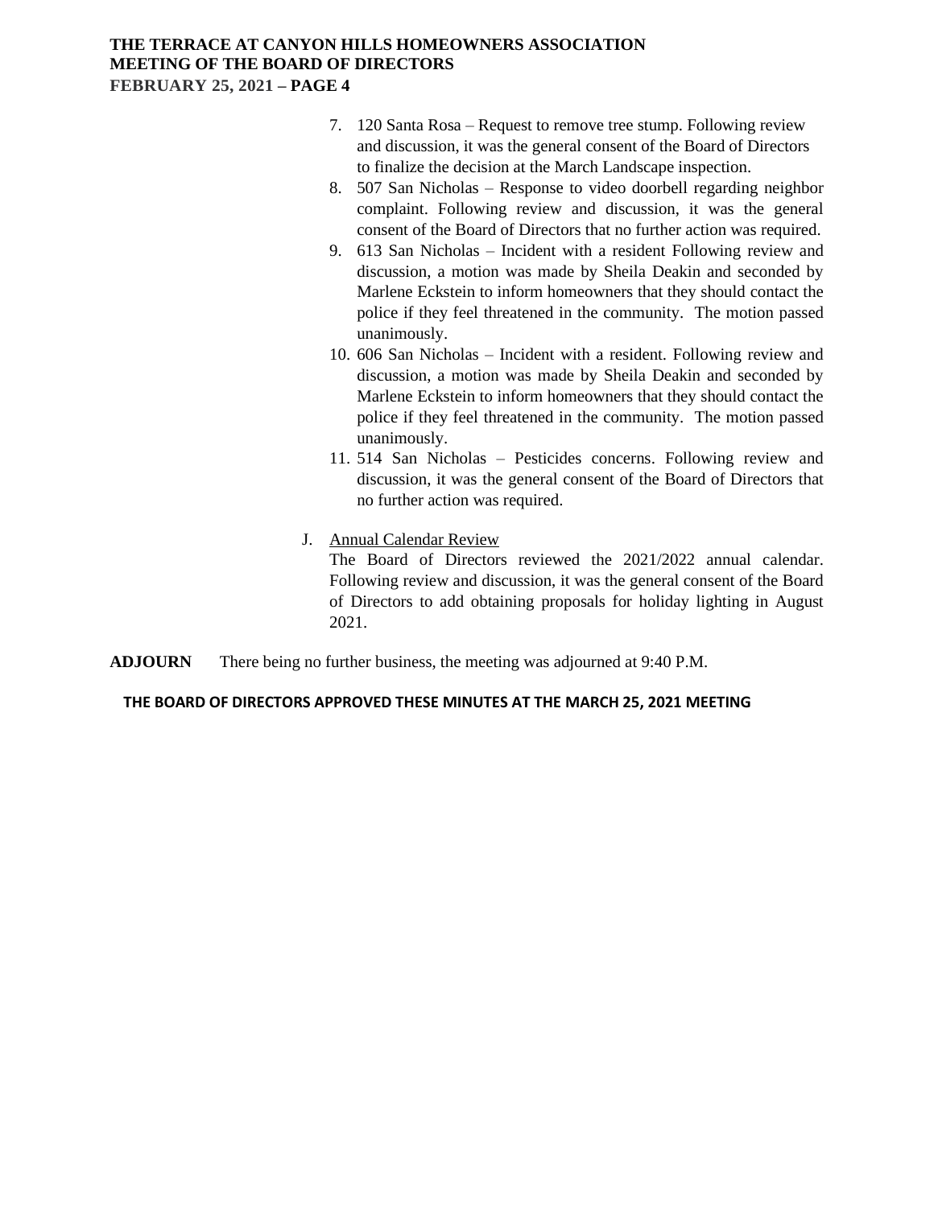7. 120 Santa Rosa – Request to remove tree stump. Following review and discussion, it was the general consent of the Board of Directors to finalize the decision at the March Landscape inspection.
8. 507 San Nicholas – Response to video doorbell regarding neighbor complaint. Following review and discussion, it was the general consent of the Board of Directors that no further action was required.
9. 613 San Nicholas – Incident with a resident Following review and discussion, a motion was made by Sheila Deakin and seconded by Marlene Eckstein to inform homeowners that they should contact the police if they feel threatened in the community. The motion passed unanimously.
10. 606 San Nicholas – Incident with a resident. Following review and discussion, a motion was made by Sheila Deakin and seconded by Marlene Eckstein to inform homeowners that they should contact the police if they feel threatened in the community. The motion passed unanimously.
11. 514 San Nicholas – Pesticides concerns. Following review and discussion, it was the general consent of the Board of Directors that no further action was required.

J. <u>Annual Calendar Review</u>
The Board of Directors reviewed the 2021/2022 annual calendar. Following review and discussion, it was the general consent of the Board of Directors to add obtaining proposals for holiday lighting in August 2021.

**ADJOURN** There being no further business, the meeting was adjourned at 9:40 P.M.

**THE BOARD OF DIRECTORS APPROVED THESE MINUTES AT THE MARCH 25, 2021 MEETING**